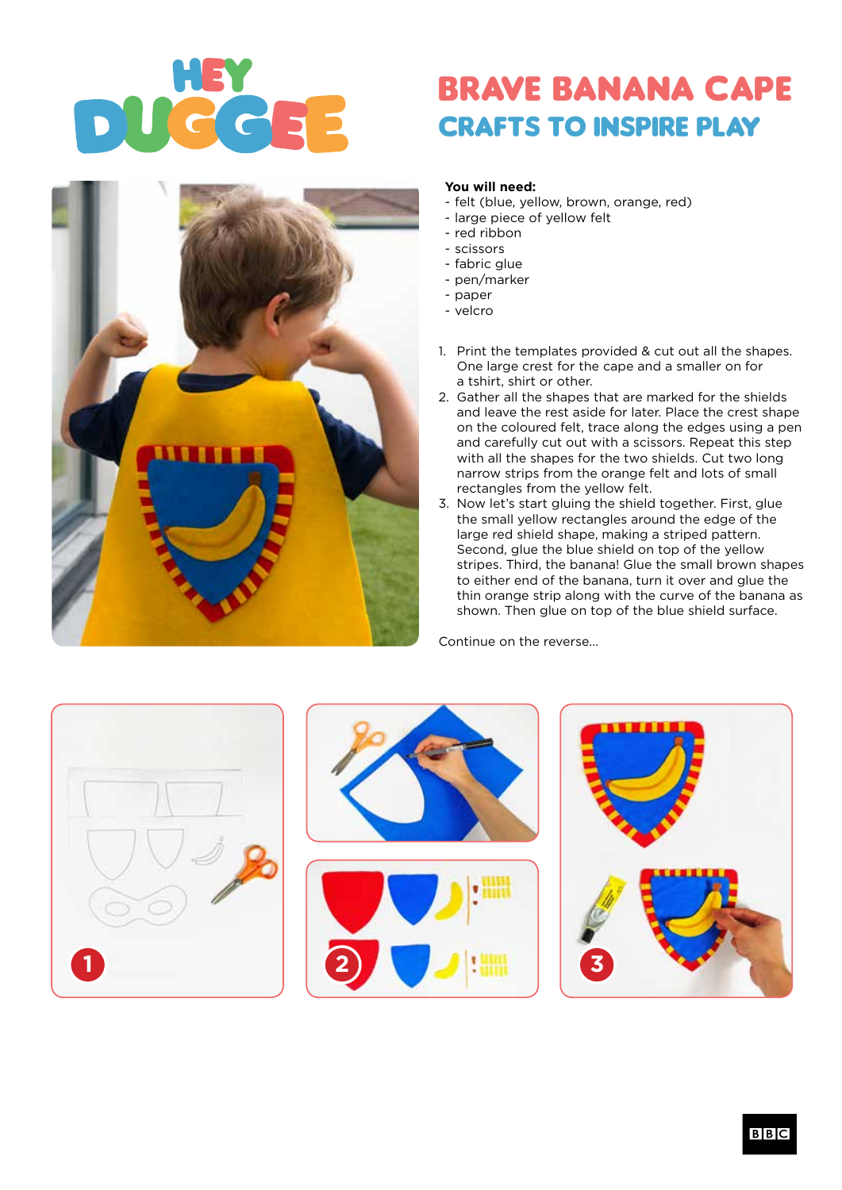# BRAVE BANANA CAPE

## CRAFTS TO INSPIRE PLAY

**You will need:**

- felt (blue, yellow, brown, orange, red)
- large piece of yellow felt
- red ribbon
- scissors
- fabric glue
- pen/marker
- paper
- velcro

1. Print the templates provided & cut out all the shapes. One large crest for the cape and a smaller on for a tshirt, shirt or other.
2. Gather all the shapes that are marked for the shields and leave the rest aside for later. Place the crest shape on the coloured felt, trace along the edges using a pen and carefully cut out with a scissors. Repeat this step with all the shapes for the two shields. Cut two long narrow strips from the orange felt and lots of small rectangles from the yellow felt.
3. Now let's start gluing the shield together. First, glue the small yellow rectangles around the edge of the large red shield shape, making a striped pattern. Second, glue the blue shield on top of the yellow stripes. Third, the banana! Glue the small brown shapes to either end of the banana, turn it over and glue the thin orange strip along with the curve of the banana as shown. Then glue on top of the blue shield surface.

Continue on the reverse...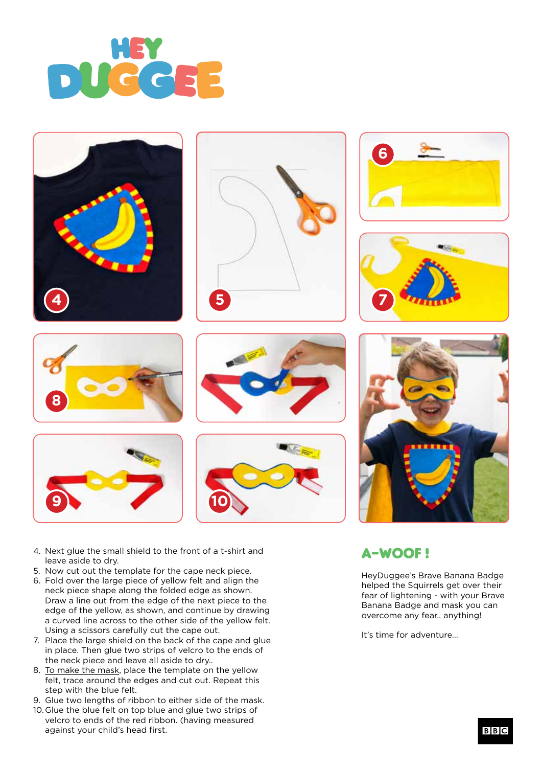# HEY DUGGEE

4. Next glue the small shield to the front of a t-shirt and leave aside to dry.
5. Now cut out the template for the cape neck piece.
6. Fold over the large piece of yellow felt and align the neck piece shape along the folded edge as shown. Draw a line out from the edge of the next piece to the edge of the yellow, as shown, and continue by drawing a curved line across to the other side of the yellow felt. Using a scissors carefully cut the cape out.
7. Place the large shield on the back of the cape and glue in place. Then glue two strips of velcro to the ends of the neck piece and leave all aside to dry..
8. To make the mask, place the template on the yellow felt, trace around the edges and cut out. Repeat this step with the blue felt.
9. Glue two lengths of ribbon to either side of the mask.
10. Glue the blue felt on top blue and glue two strips of velcro to ends of the red ribbon. (having measured against your child's head first.

## A-WOOF !

HeyDuggee's Brave Banana Badge helped the Squirrels get over their fear of lightening - with your Brave Banana Badge and mask you can overcome any fear.. anything!

It's time for adventure...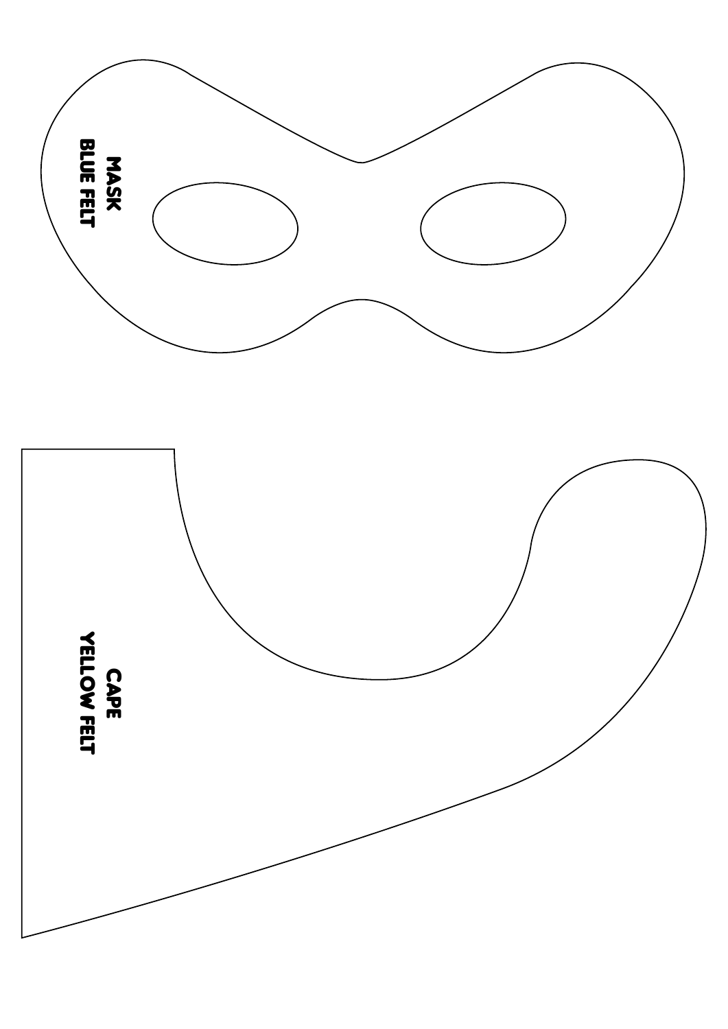MASK
BLUE FELT

CAPE
YELLOW FELT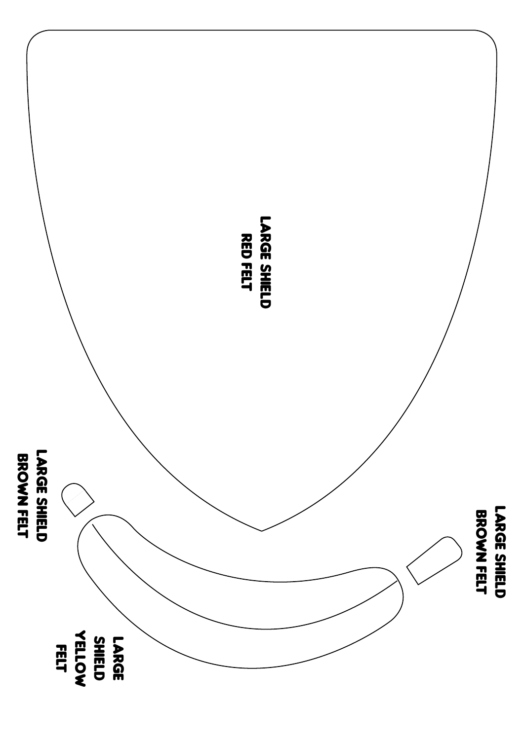LARGE SHIELD
RED FELT

LARGE SHIELD
BROWN FELT

LARGE SHIELD
BROWN FELT

LARGE
SHIELD
YELLOW
FELT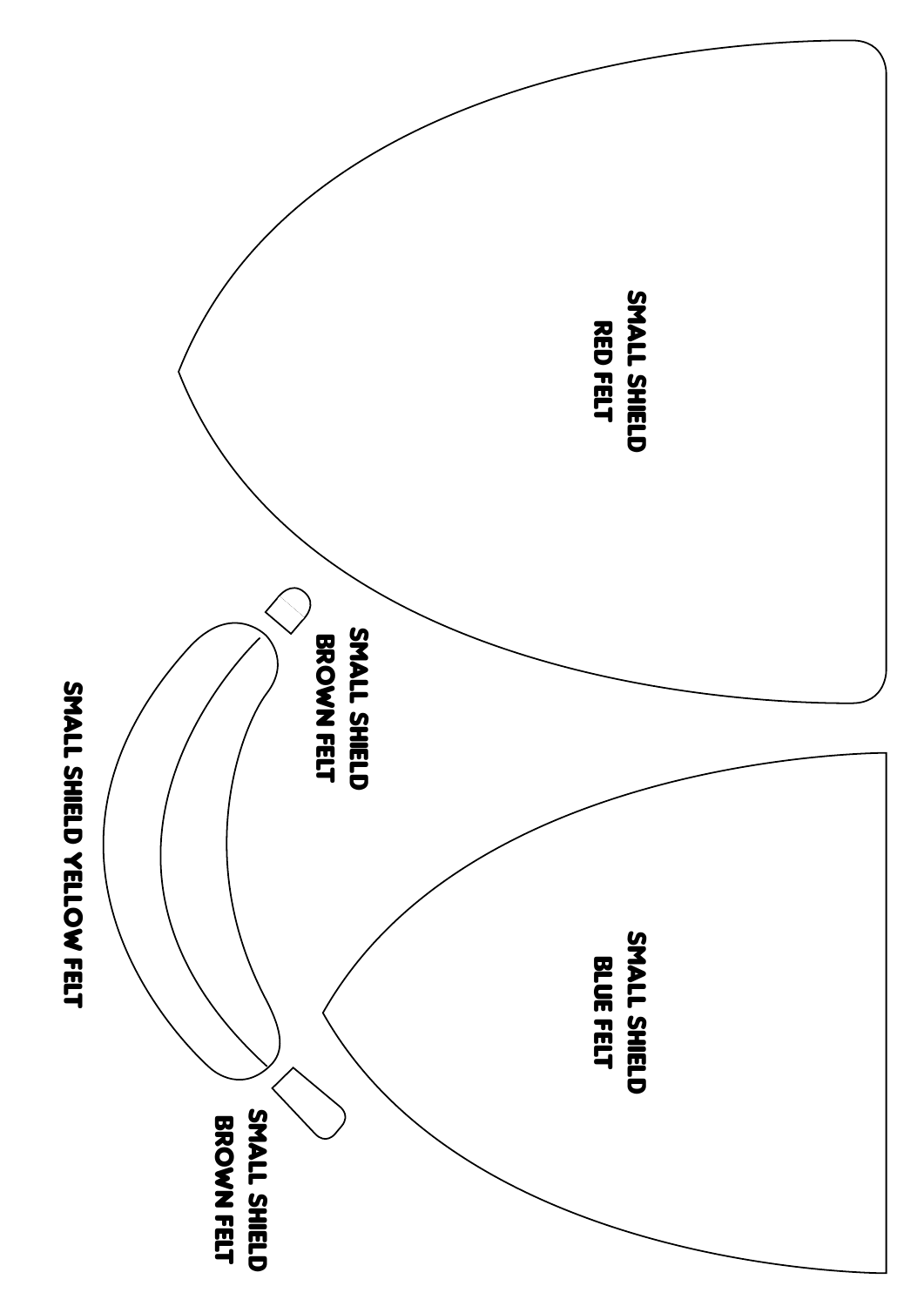SMALL SHIELD
RED FELT

SMALL SHIELD
BROWN FELT

SMALL SHIELD YELLOW FELT

SMALL SHIELD
BLUE FELT

SMALL SHIELD
BROWN FELT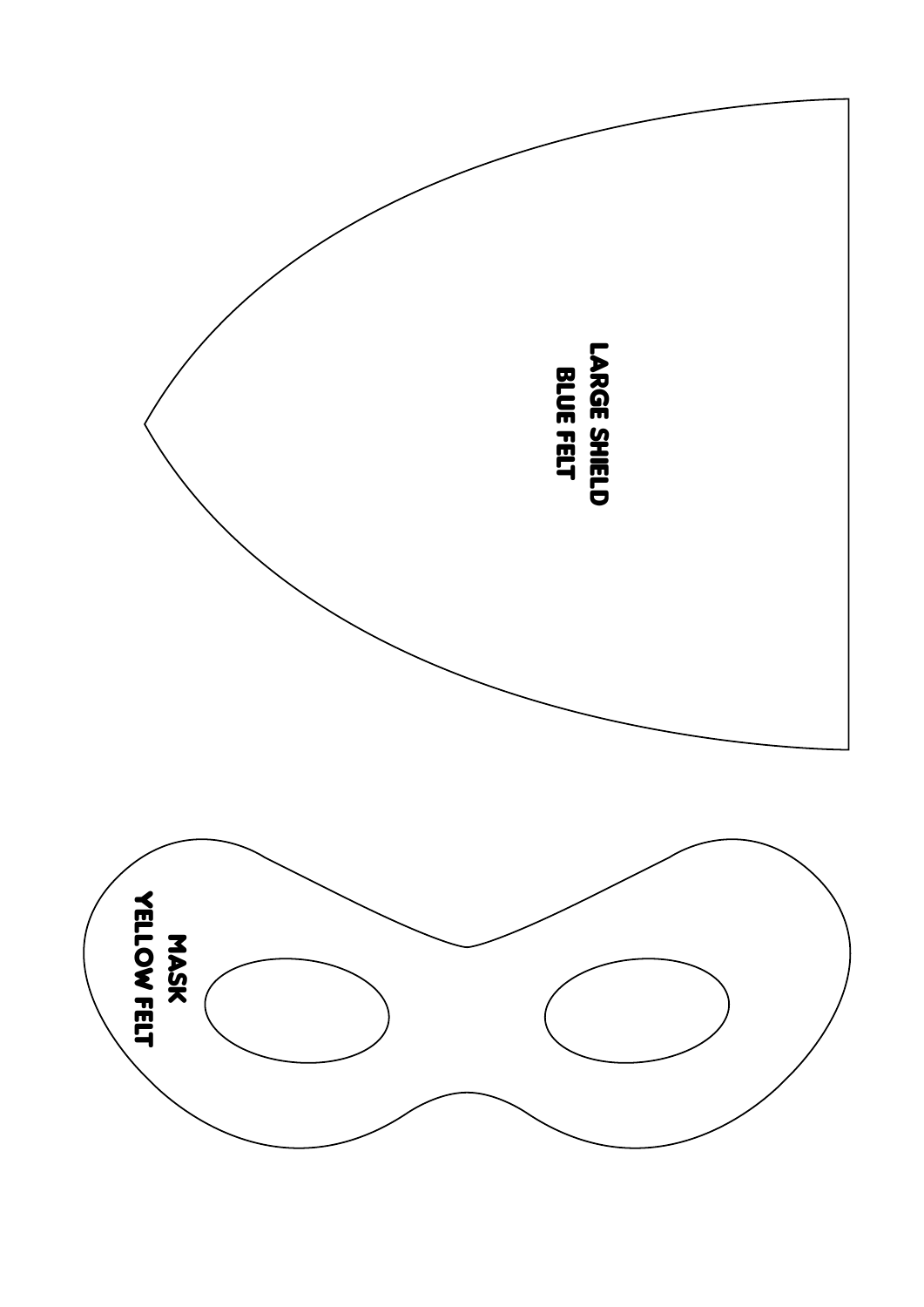LARGE SHIELD
BLUE FELT

MASK
YELLOW FELT